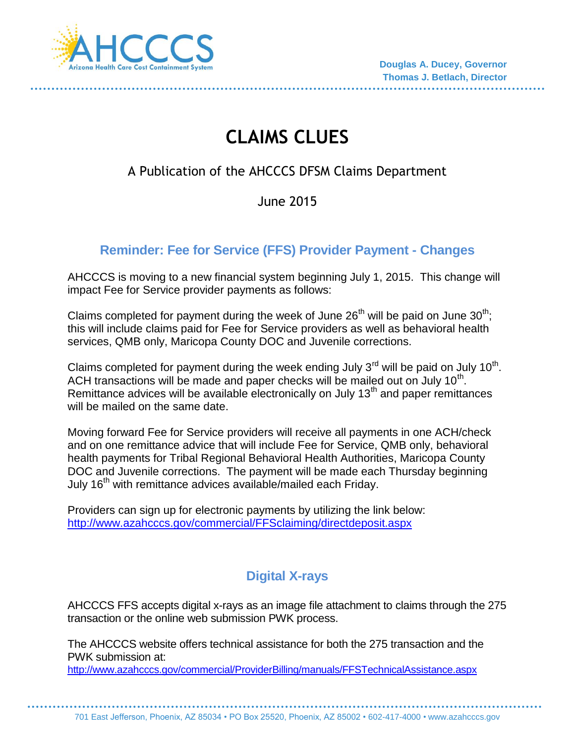Douglas A. Ducey, Governor
Thomas J. Betlach, Director

# CLAIMS CLUES

A Publication of the AHCCCS DFSM Claims Department

June 2015

## Reminder: Fee for Service (FFS) Provider Payment - Changes

AHCCCS is moving to a new financial system beginning July 1, 2015. This change will impact Fee for Service provider payments as follows:

Claims completed for payment during the week of June 26th will be paid on June 30th; this will include claims paid for Fee for Service providers as well as behavioral health services, QMB only, Maricopa County DOC and Juvenile corrections.

Claims completed for payment during the week ending July 3rd will be paid on July 10th. ACH transactions will be made and paper checks will be mailed out on July 10th. Remittance advices will be available electronically on July 13th and paper remittances will be mailed on the same date.

Moving forward Fee for Service providers will receive all payments in one ACH/check and on one remittance advice that will include Fee for Service, QMB only, behavioral health payments for Tribal Regional Behavioral Health Authorities, Maricopa County DOC and Juvenile corrections. The payment will be made each Thursday beginning July 16th with remittance advices available/mailed each Friday.

Providers can sign up for electronic payments by utilizing the link below:
http://www.azahcccs.gov/commercial/FFSclaiming/directdeposit.aspx

## Digital X-rays

AHCCCS FFS accepts digital x-rays as an image file attachment to claims through the 275 transaction or the online web submission PWK process.

The AHCCCS website offers technical assistance for both the 275 transaction and the PWK submission at:
http://www.azahcccs.gov/commercial/ProviderBilling/manuals/FFSTechnicalAssistance.aspx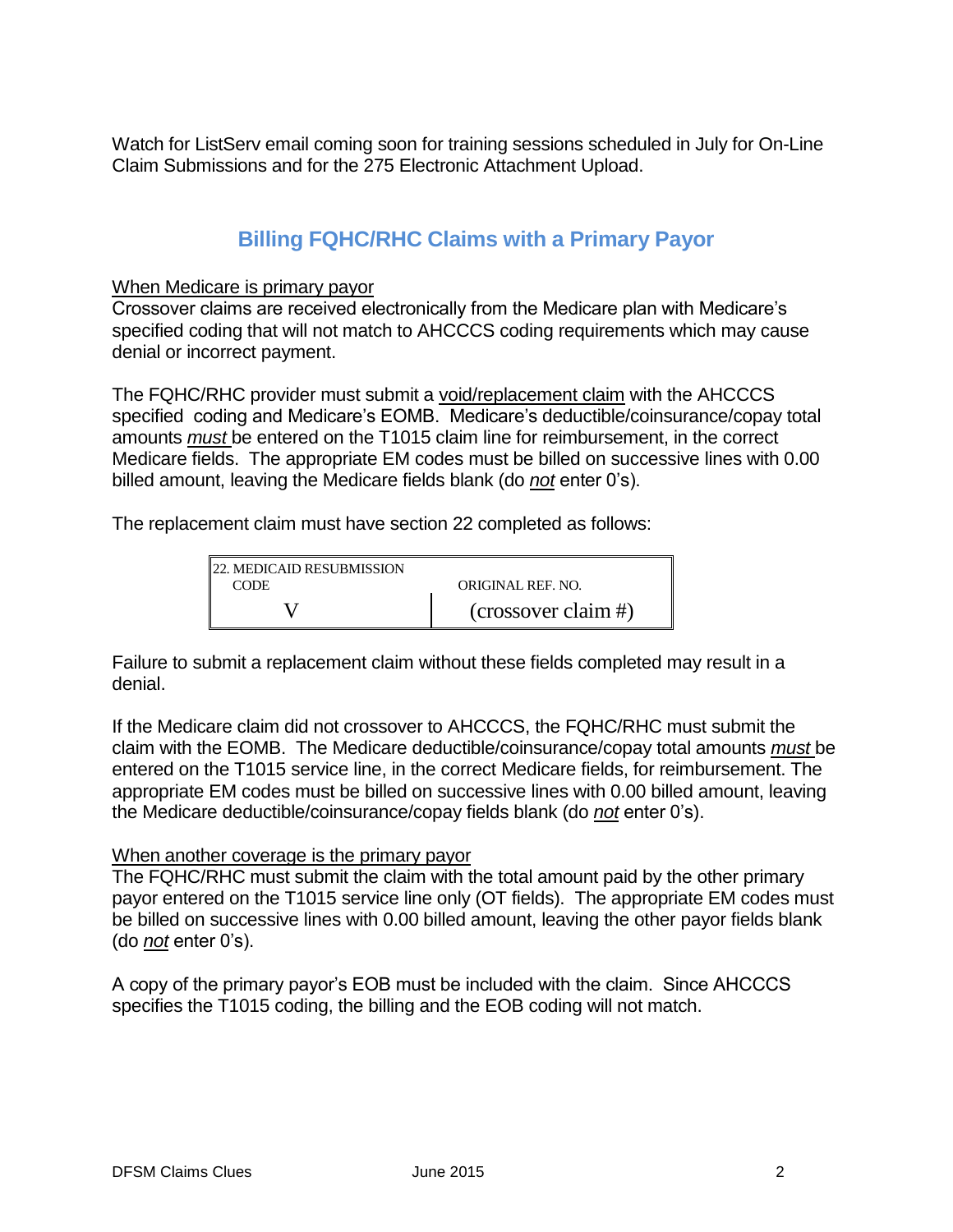Watch for ListServ email coming soon for training sessions scheduled in July for On-Line Claim Submissions and for the 275 Electronic Attachment Upload.

## Billing FQHC/RHC Claims with a Primary Payor

<u>When Medicare is primary payor</u>

Crossover claims are received electronically from the Medicare plan with Medicare's specified coding that will not match to AHCCCS coding requirements which may cause denial or incorrect payment.

The FQHC/RHC provider must submit a <u>void/replacement claim</u> with the AHCCCS specified coding and Medicare's EOMB. Medicare's deductible/coinsurance/copay total amounts <u>*must*</u> be entered on the T1015 claim line for reimbursement, in the correct Medicare fields. The appropriate EM codes must be billed on successive lines with 0.00 billed amount, leaving the Medicare fields blank (do <u>*not*</u> enter 0's).

The replacement claim must have section 22 completed as follows:

| 22. MEDICAID RESUBMISSION CODE | ORIGINAL REF. NO. |
|---|---|
| V | (crossover claim #) |

Failure to submit a replacement claim without these fields completed may result in a denial.

If the Medicare claim did not crossover to AHCCCS, the FQHC/RHC must submit the claim with the EOMB. The Medicare deductible/coinsurance/copay total amounts <u>*must*</u> be entered on the T1015 service line, in the correct Medicare fields, for reimbursement. The appropriate EM codes must be billed on successive lines with 0.00 billed amount, leaving the Medicare deductible/coinsurance/copay fields blank (do <u>*not*</u> enter 0's).

<u>When another coverage is the primary payor</u>

The FQHC/RHC must submit the claim with the total amount paid by the other primary payor entered on the T1015 service line only (OT fields). The appropriate EM codes must be billed on successive lines with 0.00 billed amount, leaving the other payor fields blank (do <u>*not*</u> enter 0's).

A copy of the primary payor's EOB must be included with the claim. Since AHCCCS specifies the T1015 coding, the billing and the EOB coding will not match.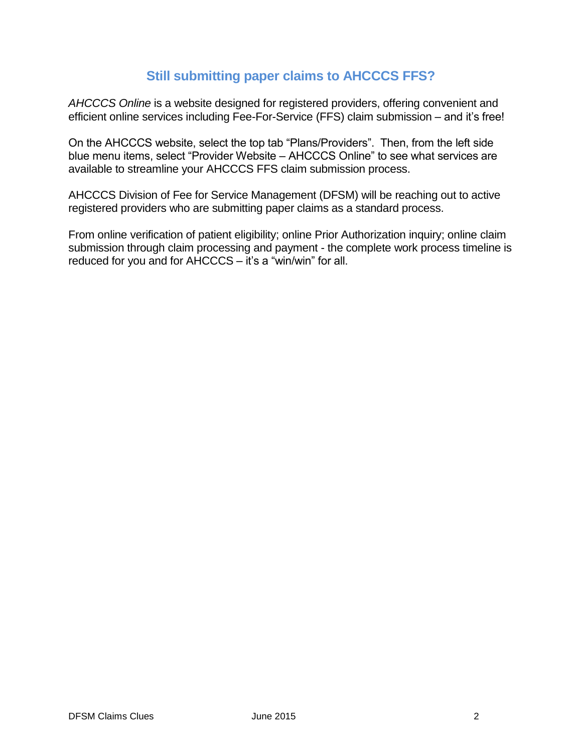## Still submitting paper claims to AHCCCS FFS?

*AHCCCS Online* is a website designed for registered providers, offering convenient and efficient online services including Fee-For-Service (FFS) claim submission – and it's free!

On the AHCCCS website, select the top tab "Plans/Providers". Then, from the left side blue menu items, select "Provider Website – AHCCCS Online" to see what services are available to streamline your AHCCCS FFS claim submission process.

AHCCCS Division of Fee for Service Management (DFSM) will be reaching out to active registered providers who are submitting paper claims as a standard process.

From online verification of patient eligibility; online Prior Authorization inquiry; online claim submission through claim processing and payment - the complete work process timeline is reduced for you and for AHCCCS – it's a "win/win" for all.